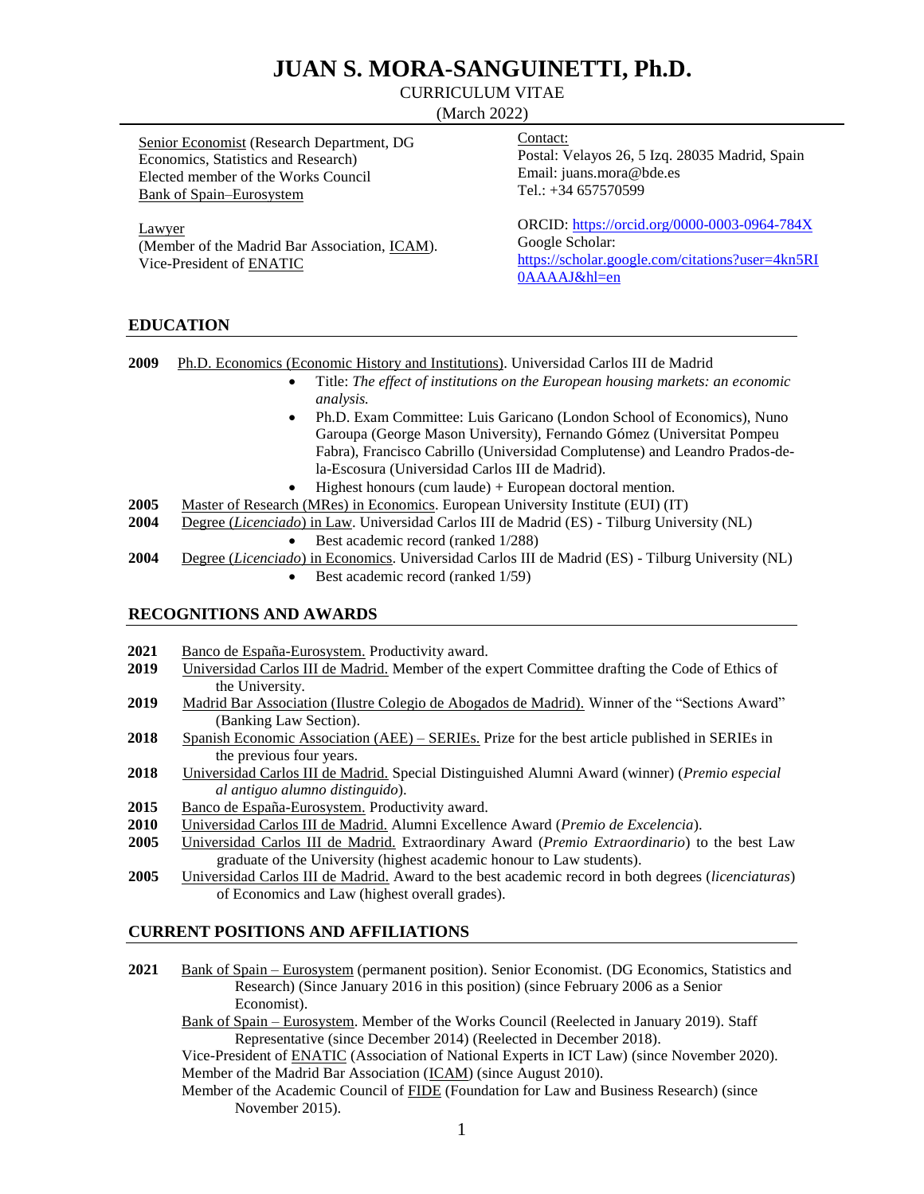# JUAN S. MORA-SANGUINETTI, Ph.D.

CURRICULUM VITAE

(March 2022)

Senior Economist (Research Department, DG Economics, Statistics and Research)
Elected member of the Works Council
Bank of Spain–Eurosystem

Lawyer
(Member of the Madrid Bar Association, ICAM).
Vice-President of ENATIC

Contact:
Postal: Velayos 26, 5 Izq. 28035 Madrid, Spain
Email: juans.mora@bde.es
Tel.: +34 657570599

ORCID: https://orcid.org/0000-0003-0964-784X
Google Scholar: https://scholar.google.com/citations?user=4kn5RI0AAAAJ&hl=en

## EDUCATION

**2009** Ph.D. Economics (Economic History and Institutions). Universidad Carlos III de Madrid

- Title: *The effect of institutions on the European housing markets: an economic analysis.*
- Ph.D. Exam Committee: Luis Garicano (London School of Economics), Nuno Garoupa (George Mason University), Fernando Gómez (Universitat Pompeu Fabra), Francisco Cabrillo (Universidad Complutense) and Leandro Prados-de-la-Escosura (Universidad Carlos III de Madrid).
- Highest honours (cum laude) + European doctoral mention.

**2005** Master of Research (MRes) in Economics. European University Institute (EUI) (IT)

**2004** Degree (*Licenciado*) in Law. Universidad Carlos III de Madrid (ES) - Tilburg University (NL)

- Best academic record (ranked 1/288)

**2004** Degree (*Licenciado*) in Economics. Universidad Carlos III de Madrid (ES) - Tilburg University (NL)

- Best academic record (ranked 1/59)

## RECOGNITIONS AND AWARDS

**2021** Banco de España-Eurosystem. Productivity award.

**2019** Universidad Carlos III de Madrid. Member of the expert Committee drafting the Code of Ethics of the University.

**2019** Madrid Bar Association (Ilustre Colegio de Abogados de Madrid). Winner of the "Sections Award" (Banking Law Section).

**2018** Spanish Economic Association (AEE) – SERIEs. Prize for the best article published in SERIEs in the previous four years.

**2018** Universidad Carlos III de Madrid. Special Distinguished Alumni Award (winner) (*Premio especial al antiguo alumno distinguido*).

**2015** Banco de España-Eurosystem. Productivity award.

**2010** Universidad Carlos III de Madrid. Alumni Excellence Award (*Premio de Excelencia*).

**2005** Universidad Carlos III de Madrid. Extraordinary Award (*Premio Extraordinario*) to the best Law graduate of the University (highest academic honour to Law students).

**2005** Universidad Carlos III de Madrid. Award to the best academic record in both degrees (*licenciaturas*) of Economics and Law (highest overall grades).

## CURRENT POSITIONS AND AFFILIATIONS

**2021** Bank of Spain – Eurosystem (permanent position). Senior Economist. (DG Economics, Statistics and Research) (Since January 2016 in this position) (since February 2006 as a Senior Economist).

Bank of Spain – Eurosystem. Member of the Works Council (Reelected in January 2019). Staff Representative (since December 2014) (Reelected in December 2018).

Vice-President of ENATIC (Association of National Experts in ICT Law) (since November 2020).

Member of the Madrid Bar Association (ICAM) (since August 2010).

Member of the Academic Council of FIDE (Foundation for Law and Business Research) (since November 2015).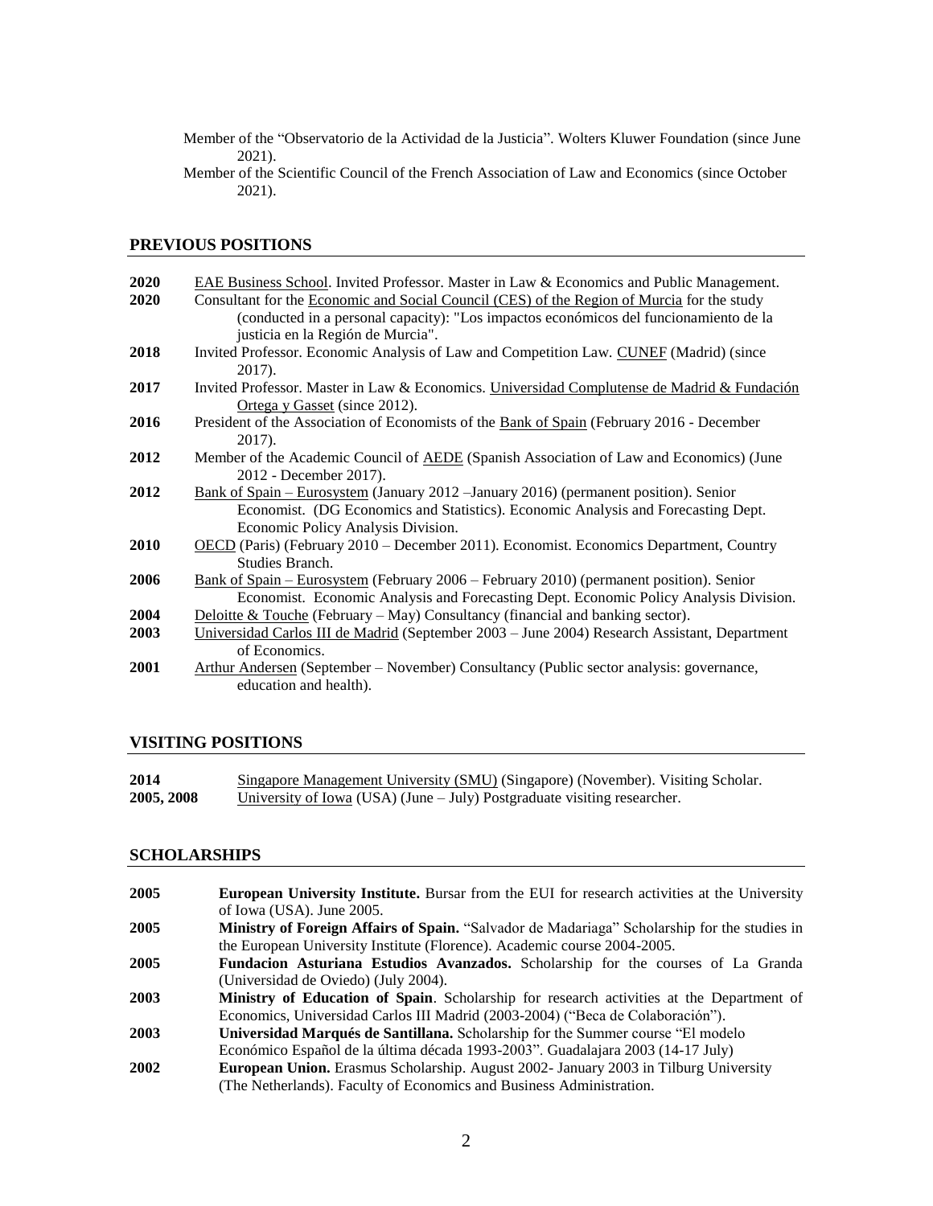Member of the "Observatorio de la Actividad de la Justicia". Wolters Kluwer Foundation (since June 2021).

Member of the Scientific Council of the French Association of Law and Economics (since October 2021).

## PREVIOUS POSITIONS

**2020** EAE Business School. Invited Professor. Master in Law & Economics and Public Management.

**2020** Consultant for the Economic and Social Council (CES) of the Region of Murcia for the study (conducted in a personal capacity): "Los impactos económicos del funcionamiento de la justicia en la Región de Murcia".

**2018** Invited Professor. Economic Analysis of Law and Competition Law. CUNEF (Madrid) (since 2017).

**2017** Invited Professor. Master in Law & Economics. Universidad Complutense de Madrid & Fundación Ortega y Gasset (since 2012).

**2016** President of the Association of Economists of the Bank of Spain (February 2016 - December 2017).

**2012** Member of the Academic Council of AEDE (Spanish Association of Law and Economics) (June 2012 - December 2017).

**2012** Bank of Spain – Eurosystem (January 2012 –January 2016) (permanent position). Senior Economist. (DG Economics and Statistics). Economic Analysis and Forecasting Dept. Economic Policy Analysis Division.

**2010** OECD (Paris) (February 2010 – December 2011). Economist. Economics Department, Country Studies Branch.

**2006** Bank of Spain – Eurosystem (February 2006 – February 2010) (permanent position). Senior Economist. Economic Analysis and Forecasting Dept. Economic Policy Analysis Division.

**2004** Deloitte & Touche (February – May) Consultancy (financial and banking sector).

**2003** Universidad Carlos III de Madrid (September 2003 – June 2004) Research Assistant, Department of Economics.

**2001** Arthur Andersen (September – November) Consultancy (Public sector analysis: governance, education and health).

## VISITING POSITIONS

**2014** Singapore Management University (SMU) (Singapore) (November). Visiting Scholar.

**2005, 2008** University of Iowa (USA) (June – July) Postgraduate visiting researcher.

## SCHOLARSHIPS

**2005** **European University Institute.** Bursar from the EUI for research activities at the University of Iowa (USA). June 2005.

**2005** **Ministry of Foreign Affairs of Spain.** "Salvador de Madariaga" Scholarship for the studies in the European University Institute (Florence). Academic course 2004-2005.

**2005** **Fundacion Asturiana Estudios Avanzados.** Scholarship for the courses of La Granda (Universidad de Oviedo) (July 2004).

**2003** **Ministry of Education of Spain**. Scholarship for research activities at the Department of Economics, Universidad Carlos III Madrid (2003-2004) ("Beca de Colaboración").

**2003** **Universidad Marqués de Santillana.** Scholarship for the Summer course "El modelo Económico Español de la última década 1993-2003". Guadalajara 2003 (14-17 July)

**2002** **European Union.** Erasmus Scholarship. August 2002- January 2003 in Tilburg University (The Netherlands). Faculty of Economics and Business Administration.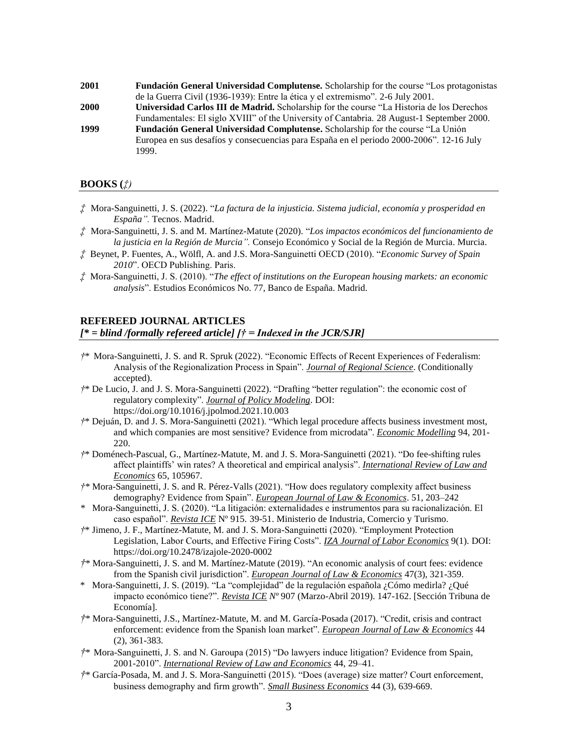**2001** **Fundación General Universidad Complutense.** Scholarship for the course "Los protagonistas de la Guerra Civil (1936-1939): Entre la ética y el extremismo". 2-6 July 2001.

**2000** **Universidad Carlos III de Madrid.** Scholarship for the course "La Historia de los Derechos Fundamentales: El siglo XVIII" of the University of Cantabria. 28 August-1 September 2000.

**1999** **Fundación General Universidad Complutense.** Scholarship for the course "La Unión Europea en sus desafíos y consecuencias para España en el periodo 2000-2006". 12-16 July 1999.

## BOOKS (*‡)*

‡ Mora-Sanguinetti, J. S. (2022). "*La factura de la injusticia. Sistema judicial, economía y prosperidad en España".* Tecnos. Madrid.

‡ Mora-Sanguinetti, J. S. and M. Martínez-Matute (2020). "*Los impactos económicos del funcionamiento de la justicia en la Región de Murcia".* Consejo Económico y Social de la Región de Murcia. Murcia.

‡ Beynet, P. Fuentes, A., Wölfl, A. and J.S. Mora-Sanguinetti OECD (2010). "*Economic Survey of Spain 2010*". OECD Publishing. Paris.

‡ Mora-Sanguinetti, J. S. (2010). "*The effect of institutions on the European housing markets: an economic analysis*". Estudios Económicos No. 77, Banco de España. Madrid.

## REFEREED JOURNAL ARTICLES
*[* = blind /formally refereed article] [† = Indexed in the JCR/SJR]*

†* Mora-Sanguinetti, J. S. and R. Spruk (2022). "Economic Effects of Recent Experiences of Federalism: Analysis of the Regionalization Process in Spain". ***Journal of Regional Science***. (Conditionally accepted).

†* De Lucio, J. and J. S. Mora-Sanguinetti (2022). "Drafting "better regulation": the economic cost of regulatory complexity". ***Journal of Policy Modeling***. DOI: https://doi.org/10.1016/j.jpolmod.2021.10.003

†* Dejuán, D. and J. S. Mora-Sanguinetti (2021). "Which legal procedure affects business investment most, and which companies are most sensitive? Evidence from microdata". ***Economic Modelling*** 94, 201-220.

†* Doménech-Pascual, G., Martínez-Matute, M. and J. S. Mora-Sanguinetti (2021). "Do fee-shifting rules affect plaintiffs' win rates? A theoretical and empirical analysis". ***International Review of Law and Economics*** 65, 105967.

†* Mora-Sanguinetti, J. S. and R. Pérez-Valls (2021). "How does regulatory complexity affect business demography? Evidence from Spain". ***European Journal of Law & Economics***. 51, 203–242

\* Mora-Sanguinetti, J. S. (2020). "La litigación: externalidades e instrumentos para su racionalización. El caso español". ***Revista ICE*** Nº 915. 39-51. Ministerio de Industria, Comercio y Turismo.

†* Jimeno, J. F., Martínez-Matute, M. and J. S. Mora-Sanguinetti (2020). "Employment Protection Legislation, Labor Courts, and Effective Firing Costs". ***IZA Journal of Labor Economics*** 9(1). DOI: https://doi.org/10.2478/izajole-2020-0002

†* Mora-Sanguinetti, J. S. and M. Martínez-Matute (2019). "An economic analysis of court fees: evidence from the Spanish civil jurisdiction". ***European Journal of Law & Economics*** 47(3), 321-359.

\* Mora-Sanguinetti, J. S. (2019). "La "complejidad" de la regulación española ¿Cómo medirla? ¿Qué impacto económico tiene?". ***Revista ICE*** *Nº* 907 (Marzo-Abril 2019). 147-162. [Sección Tribuna de Economía].

†* Mora-Sanguinetti, J.S., Martínez-Matute, M. and M. García-Posada (2017). "Credit, crisis and contract enforcement: evidence from the Spanish loan market". ***European Journal of Law & Economics*** 44 (2), 361-383.

†* Mora-Sanguinetti, J. S. and N. Garoupa (2015) "Do lawyers induce litigation? Evidence from Spain, 2001-2010". ***International Review of Law and Economics*** 44, 29–41.

†* García-Posada, M. and J. S. Mora-Sanguinetti (2015). "Does (average) size matter? Court enforcement, business demography and firm growth". ***Small Business Economics*** 44 (3), 639-669.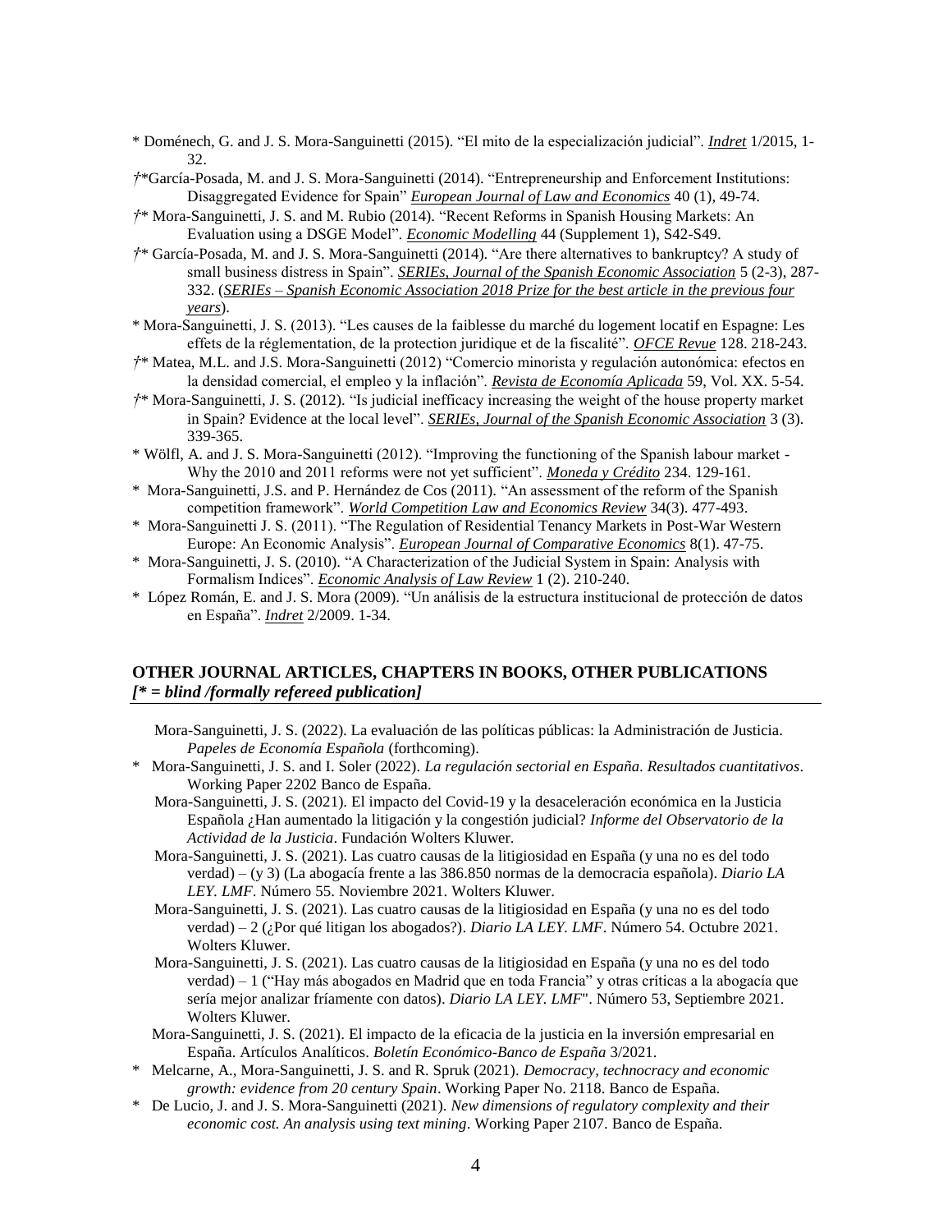* Doménech, G. and J. S. Mora-Sanguinetti (2015). "El mito de la especialización judicial". ***Indret*** 1/2015, 1-32.

†*García-Posada, M. and J. S. Mora-Sanguinetti (2014). "Entrepreneurship and Enforcement Institutions: Disaggregated Evidence for Spain" ***European Journal of Law and Economics*** 40 (1), 49-74.

†* Mora-Sanguinetti, J. S. and M. Rubio (2014). "Recent Reforms in Spanish Housing Markets: An Evaluation using a DSGE Model". ***Economic Modelling*** 44 (Supplement 1), S42-S49.

†* García-Posada, M. and J. S. Mora-Sanguinetti (2014). "Are there alternatives to bankruptcy? A study of small business distress in Spain". ***SERIEs, Journal of the Spanish Economic Association*** 5 (2-3), 287-332. (*SERIEs – Spanish Economic Association 2018 Prize for the best article in the previous four years*).

* Mora-Sanguinetti, J. S. (2013). "Les causes de la faiblesse du marché du logement locatif en Espagne: Les effets de la réglementation, de la protection juridique et de la fiscalité". ***OFCE Revue*** 128. 218-243.

†* Matea, M.L. and J.S. Mora-Sanguinetti (2012) "Comercio minorista y regulación autonómica: efectos en la densidad comercial, el empleo y la inflación". ***Revista de Economía Aplicada*** 59, Vol. XX. 5-54.

†* Mora-Sanguinetti, J. S. (2012). "Is judicial inefficacy increasing the weight of the house property market in Spain? Evidence at the local level". ***SERIEs, Journal of the Spanish Economic Association*** 3 (3). 339-365.

* Wölfl, A. and J. S. Mora-Sanguinetti (2012). "Improving the functioning of the Spanish labour market - Why the 2010 and 2011 reforms were not yet sufficient". ***Moneda y Crédito*** 234. 129-161.

* Mora-Sanguinetti, J.S. and P. Hernández de Cos (2011). "An assessment of the reform of the Spanish competition framework". ***World Competition Law and Economics Review*** 34(3). 477-493.

* Mora-Sanguinetti J. S. (2011). "The Regulation of Residential Tenancy Markets in Post-War Western Europe: An Economic Analysis". ***European Journal of Comparative Economics*** 8(1). 47-75.

* Mora-Sanguinetti, J. S. (2010). "A Characterization of the Judicial System in Spain: Analysis with Formalism Indices". ***Economic Analysis of Law Review*** 1 (2). 210-240.

* López Román, E. and J. S. Mora (2009). "Un análisis de la estructura institucional de protección de datos en España". ***Indret*** 2/2009. 1-34.

## OTHER JOURNAL ARTICLES, CHAPTERS IN BOOKS, OTHER PUBLICATIONS
***[* = blind /formally refereed publication]***

Mora-Sanguinetti, J. S. (2022). La evaluación de las políticas públicas: la Administración de Justicia. *Papeles de Economía Española* (forthcoming).

* Mora-Sanguinetti, J. S. and I. Soler (2022). *La regulación sectorial en España. Resultados cuantitativos*. Working Paper 2202 Banco de España.

Mora-Sanguinetti, J. S. (2021). El impacto del Covid-19 y la desaceleración económica en la Justicia Española ¿Han aumentado la litigación y la congestión judicial? *Informe del Observatorio de la Actividad de la Justicia*. Fundación Wolters Kluwer.

Mora-Sanguinetti, J. S. (2021). Las cuatro causas de la litigiosidad en España (y una no es del todo verdad) – (y 3) (La abogacía frente a las 386.850 normas de la democracia española). *Diario LA LEY. LMF*. Número 55. Noviembre 2021. Wolters Kluwer.

Mora-Sanguinetti, J. S. (2021). Las cuatro causas de la litigiosidad en España (y una no es del todo verdad) – 2 (¿Por qué litigan los abogados?). *Diario LA LEY. LMF*. Número 54. Octubre 2021. Wolters Kluwer.

Mora-Sanguinetti, J. S. (2021). Las cuatro causas de la litigiosidad en España (y una no es del todo verdad) – 1 ("Hay más abogados en Madrid que en toda Francia" y otras críticas a la abogacía que sería mejor analizar fríamente con datos). *Diario LA LEY. LMF*". Número 53, Septiembre 2021. Wolters Kluwer.

Mora-Sanguinetti, J. S. (2021). El impacto de la eficacia de la justicia en la inversión empresarial en España. Artículos Analíticos. *Boletín Económico-Banco de España* 3/2021.

* Melcarne, A., Mora-Sanguinetti, J. S. and R. Spruk (2021). *Democracy, technocracy and economic growth: evidence from 20 century Spain*. Working Paper No. 2118. Banco de España.

* De Lucio, J. and J. S. Mora-Sanguinetti (2021). *New dimensions of regulatory complexity and their economic cost. An analysis using text mining*. Working Paper 2107. Banco de España.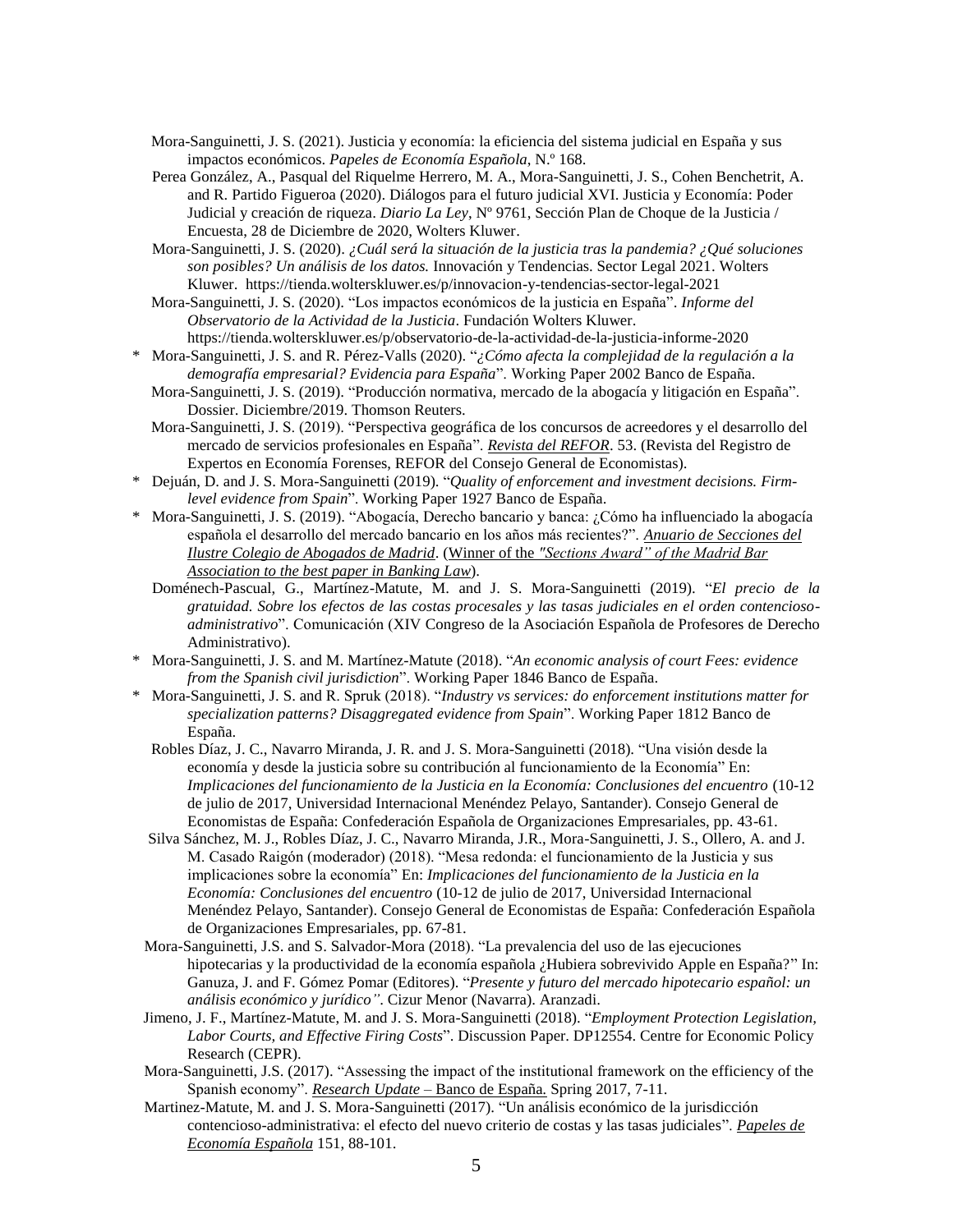Mora-Sanguinetti, J. S. (2021). Justicia y economía: la eficiencia del sistema judicial en España y sus impactos económicos. *Papeles de Economía Española*, N.º 168.

Perea González, A., Pasqual del Riquelme Herrero, M. A., Mora-Sanguinetti, J. S., Cohen Benchetrit, A. and R. Partido Figueroa (2020). Diálogos para el futuro judicial XVI. Justicia y Economía: Poder Judicial y creación de riqueza. *Diario La Ley*, Nº 9761, Sección Plan de Choque de la Justicia / Encuesta, 28 de Diciembre de 2020, Wolters Kluwer.

Mora-Sanguinetti, J. S. (2020). *¿Cuál será la situación de la justicia tras la pandemia? ¿Qué soluciones son posibles? Un análisis de los datos.* Innovación y Tendencias. Sector Legal 2021. Wolters Kluwer. https://tienda.wolterskluwer.es/p/innovacion-y-tendencias-sector-legal-2021

Mora-Sanguinetti, J. S. (2020). "Los impactos económicos de la justicia en España". *Informe del Observatorio de la Actividad de la Justicia*. Fundación Wolters Kluwer. https://tienda.wolterskluwer.es/p/observatorio-de-la-actividad-de-la-justicia-informe-2020

\* Mora-Sanguinetti, J. S. and R. Pérez-Valls (2020). "*¿Cómo afecta la complejidad de la regulación a la demografía empresarial? Evidencia para España*". Working Paper 2002 Banco de España.

Mora-Sanguinetti, J. S. (2019). "Producción normativa, mercado de la abogacía y litigación en España". Dossier. Diciembre/2019. Thomson Reuters.

Mora-Sanguinetti, J. S. (2019). "Perspectiva geográfica de los concursos de acreedores y el desarrollo del mercado de servicios profesionales en España". *Revista del REFOR*. 53. (Revista del Registro de Expertos en Economía Forenses, REFOR del Consejo General de Economistas).

\* Dejuán, D. and J. S. Mora-Sanguinetti (2019). "*Quality of enforcement and investment decisions. Firm-level evidence from Spain*". Working Paper 1927 Banco de España.

\* Mora-Sanguinetti, J. S. (2019). "Abogacía, Derecho bancario y banca: ¿Cómo ha influenciado la abogacía española el desarrollo del mercado bancario en los años más recientes?". *Anuario de Secciones del Ilustre Colegio de Abogados de Madrid*. (Winner of the *"Sections Award" of the Madrid Bar Association to the best paper in Banking Law*).

Doménech-Pascual, G., Martínez-Matute, M. and J. S. Mora-Sanguinetti (2019). "*El precio de la gratuidad. Sobre los efectos de las costas procesales y las tasas judiciales en el orden contencioso-administrativo*". Comunicación (XIV Congreso de la Asociación Española de Profesores de Derecho Administrativo).

\* Mora-Sanguinetti, J. S. and M. Martínez-Matute (2018). "*An economic analysis of court Fees: evidence from the Spanish civil jurisdiction*". Working Paper 1846 Banco de España.

\* Mora-Sanguinetti, J. S. and R. Spruk (2018). "*Industry vs services: do enforcement institutions matter for specialization patterns? Disaggregated evidence from Spain*". Working Paper 1812 Banco de España.

Robles Díaz, J. C., Navarro Miranda, J. R. and J. S. Mora-Sanguinetti (2018). "Una visión desde la economía y desde la justicia sobre su contribución al funcionamiento de la Economía" En: *Implicaciones del funcionamiento de la Justicia en la Economía: Conclusiones del encuentro* (10-12 de julio de 2017, Universidad Internacional Menéndez Pelayo, Santander). Consejo General de Economistas de España: Confederación Española de Organizaciones Empresariales, pp. 43-61.

Silva Sánchez, M. J., Robles Díaz, J. C., Navarro Miranda, J.R., Mora-Sanguinetti, J. S., Ollero, A. and J. M. Casado Raigón (moderador) (2018). "Mesa redonda: el funcionamiento de la Justicia y sus implicaciones sobre la economía" En: *Implicaciones del funcionamiento de la Justicia en la Economía: Conclusiones del encuentro* (10-12 de julio de 2017, Universidad Internacional Menéndez Pelayo, Santander). Consejo General de Economistas de España: Confederación Española de Organizaciones Empresariales, pp. 67-81.

Mora-Sanguinetti, J.S. and S. Salvador-Mora (2018). "La prevalencia del uso de las ejecuciones hipotecarias y la productividad de la economía española ¿Hubiera sobrevivido Apple en España?" In: Ganuza, J. and F. Gómez Pomar (Editores). "*Presente y futuro del mercado hipotecario español: un análisis económico y jurídico"*. Cizur Menor (Navarra). Aranzadi.

Jimeno, J. F., Martínez-Matute, M. and J. S. Mora-Sanguinetti (2018). "*Employment Protection Legislation, Labor Courts, and Effective Firing Costs*". Discussion Paper. DP12554. Centre for Economic Policy Research (CEPR).

Mora-Sanguinetti, J.S. (2017). "Assessing the impact of the institutional framework on the efficiency of the Spanish economy". *Research Update* – Banco de España. Spring 2017, 7-11.

Martinez-Matute, M. and J. S. Mora-Sanguinetti (2017). "Un análisis económico de la jurisdicción contencioso-administrativa: el efecto del nuevo criterio de costas y las tasas judiciales". *Papeles de Economía Española* 151, 88-101.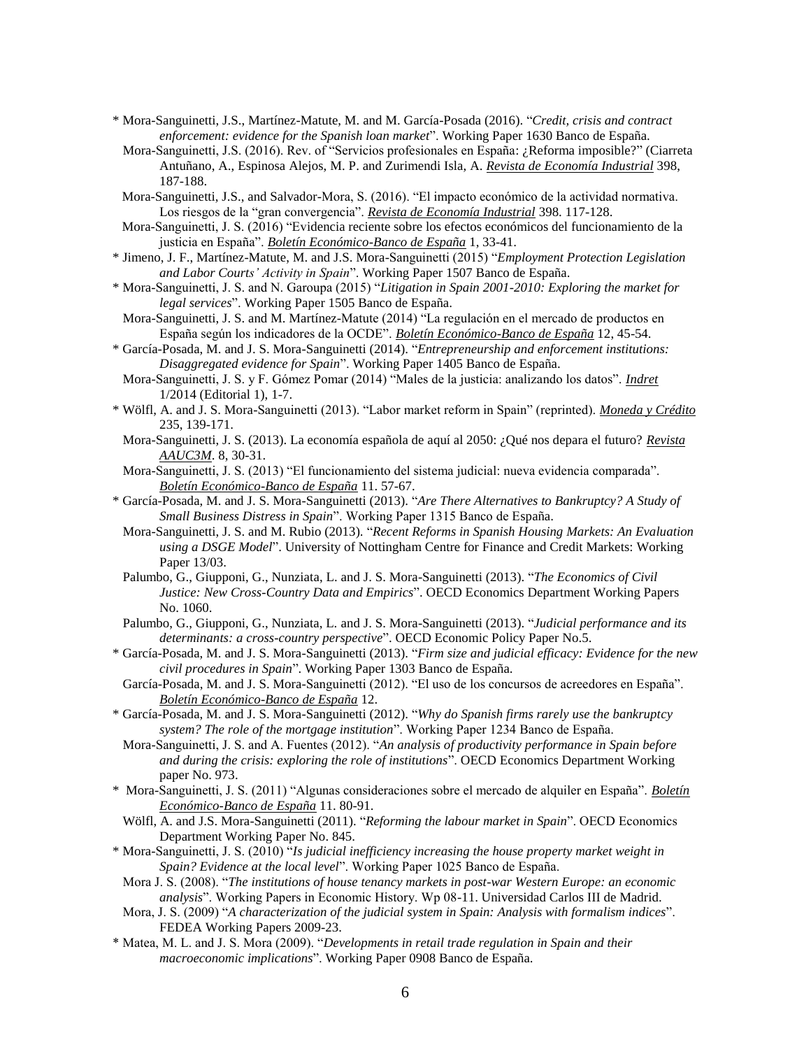\* Mora-Sanguinetti, J.S., Martínez-Matute, M. and M. García-Posada (2016). "*Credit, crisis and contract enforcement: evidence for the Spanish loan market*". Working Paper 1630 Banco de España.

Mora-Sanguinetti, J.S. (2016). Rev. of "Servicios profesionales en España: ¿Reforma imposible?" (Ciarreta Antuñano, A., Espinosa Alejos, M. P. and Zurimendi Isla, A. ***Revista de Economía Industrial*** 398, 187-188.

Mora-Sanguinetti, J.S., and Salvador-Mora, S. (2016). "El impacto económico de la actividad normativa. Los riesgos de la "gran convergencia". ***Revista de Economía Industrial*** 398. 117-128.

Mora-Sanguinetti, J. S. (2016) "Evidencia reciente sobre los efectos económicos del funcionamiento de la justicia en España". ***Boletín Económico-Banco de España*** 1, 33-41.

\* Jimeno, J. F., Martínez-Matute, M. and J.S. Mora-Sanguinetti (2015) "*Employment Protection Legislation and Labor Courts' Activity in Spain*". Working Paper 1507 Banco de España.

\* Mora-Sanguinetti, J. S. and N. Garoupa (2015) "*Litigation in Spain 2001-2010: Exploring the market for legal services*". Working Paper 1505 Banco de España.

Mora-Sanguinetti, J. S. and M. Martínez-Matute (2014) "La regulación en el mercado de productos en España según los indicadores de la OCDE". ***Boletín Económico-Banco de España*** 12, 45-54.

\* García-Posada, M. and J. S. Mora-Sanguinetti (2014). "*Entrepreneurship and enforcement institutions: Disaggregated evidence for Spain*". Working Paper 1405 Banco de España.

Mora-Sanguinetti, J. S. y F. Gómez Pomar (2014) "Males de la justicia: analizando los datos". ***Indret*** 1/2014 (Editorial 1), 1-7.

\* Wölfl, A. and J. S. Mora-Sanguinetti (2013). "Labor market reform in Spain" (reprinted). ***Moneda y Crédito*** 235, 139-171.

Mora-Sanguinetti, J. S. (2013). La economía española de aquí al 2050: ¿Qué nos depara el futuro? ***Revista AAUC3M***. 8, 30-31.

Mora-Sanguinetti, J. S. (2013) "El funcionamiento del sistema judicial: nueva evidencia comparada". ***Boletín Económico-Banco de España*** 11. 57-67.

\* García-Posada, M. and J. S. Mora-Sanguinetti (2013). "*Are There Alternatives to Bankruptcy? A Study of Small Business Distress in Spain*". Working Paper 1315 Banco de España.

Mora-Sanguinetti, J. S. and M. Rubio (2013). "*Recent Reforms in Spanish Housing Markets: An Evaluation using a DSGE Model*". University of Nottingham Centre for Finance and Credit Markets: Working Paper 13/03.

Palumbo, G., Giupponi, G., Nunziata, L. and J. S. Mora-Sanguinetti (2013). "*The Economics of Civil Justice: New Cross-Country Data and Empirics*". OECD Economics Department Working Papers No. 1060.

Palumbo, G., Giupponi, G., Nunziata, L. and J. S. Mora-Sanguinetti (2013). "*Judicial performance and its determinants: a cross-country perspective*". OECD Economic Policy Paper No.5.

\* García-Posada, M. and J. S. Mora-Sanguinetti (2013). "*Firm size and judicial efficacy: Evidence for the new civil procedures in Spain*". Working Paper 1303 Banco de España.

García-Posada, M. and J. S. Mora-Sanguinetti (2012). "El uso de los concursos de acreedores en España". ***Boletín Económico-Banco de España*** 12.

\* García-Posada, M. and J. S. Mora-Sanguinetti (2012). "*Why do Spanish firms rarely use the bankruptcy system? The role of the mortgage institution*". Working Paper 1234 Banco de España.

Mora-Sanguinetti, J. S. and A. Fuentes (2012). "*An analysis of productivity performance in Spain before and during the crisis: exploring the role of institutions*". OECD Economics Department Working paper No. 973.

\* Mora-Sanguinetti, J. S. (2011) "Algunas consideraciones sobre el mercado de alquiler en España". ***Boletín Económico-Banco de España*** 11. 80-91.

Wölfl, A. and J.S. Mora-Sanguinetti (2011). "*Reforming the labour market in Spain*". OECD Economics Department Working Paper No. 845.

\* Mora-Sanguinetti, J. S. (2010) "*Is judicial inefficiency increasing the house property market weight in Spain? Evidence at the local level*". Working Paper 1025 Banco de España.

Mora J. S. (2008). "*The institutions of house tenancy markets in post-war Western Europe: an economic analysis*". Working Papers in Economic History. Wp 08-11. Universidad Carlos III de Madrid.

Mora, J. S. (2009) "*A characterization of the judicial system in Spain: Analysis with formalism indices*". FEDEA Working Papers 2009-23.

\* Matea, M. L. and J. S. Mora (2009). "*Developments in retail trade regulation in Spain and their macroeconomic implications*". Working Paper 0908 Banco de España.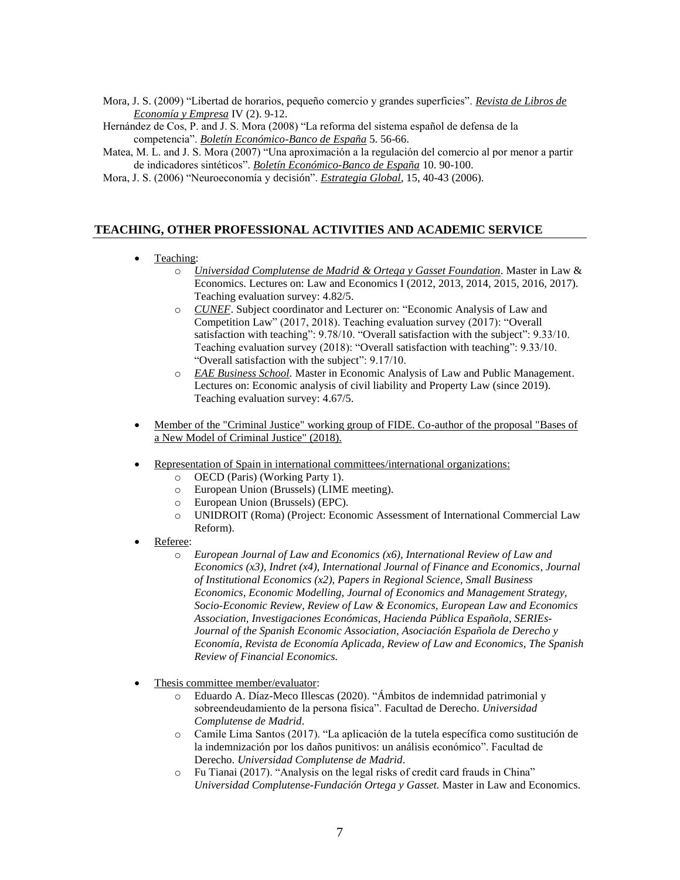Mora, J. S. (2009) “Libertad de horarios, pequeño comercio y grandes superficies”. *Revista de Libros de Economía y Empresa* IV (2). 9-12.

Hernández de Cos, P. and J. S. Mora (2008) “La reforma del sistema español de defensa de la competencia”. *Boletín Económico-Banco de España* 5. 56-66.

Matea, M. L. and J. S. Mora (2007) “Una aproximación a la regulación del comercio al por menor a partir de indicadores sintéticos”. *Boletín Económico-Banco de España* 10. 90-100.

Mora, J. S. (2006) “Neuroeconomía y decisión”. *Estrategia Global*, 15, 40-43 (2006).

## TEACHING, OTHER PROFESSIONAL ACTIVITIES AND ACADEMIC SERVICE

- Teaching:
  - *Universidad Complutense de Madrid & Ortega y Gasset Foundation*. Master in Law & Economics. Lectures on: Law and Economics I (2012, 2013, 2014, 2015, 2016, 2017). Teaching evaluation survey: 4.82/5.
  - *CUNEF*. Subject coordinator and Lecturer on: “Economic Analysis of Law and Competition Law” (2017, 2018). Teaching evaluation survey (2017): “Overall satisfaction with teaching”: 9.78/10. “Overall satisfaction with the subject”: 9.33/10. Teaching evaluation survey (2018): “Overall satisfaction with teaching”: 9.33/10. “Overall satisfaction with the subject”: 9.17/10.
  - *EAE Business School.* Master in Economic Analysis of Law and Public Management. Lectures on: Economic analysis of civil liability and Property Law (since 2019). Teaching evaluation survey: 4.67/5.

- Member of the "Criminal Justice" working group of FIDE. Co-author of the proposal "Bases of a New Model of Criminal Justice" (2018).

- Representation of Spain in international committees/international organizations:
  - OECD (Paris) (Working Party 1).
  - European Union (Brussels) (LIME meeting).
  - European Union (Brussels) (EPC).
  - UNIDROIT (Roma) (Project: Economic Assessment of International Commercial Law Reform).
- Referee:
  - *European Journal of Law and Economics (x6), International Review of Law and Economics (x3), Indret (x4), International Journal of Finance and Economics, Journal of Institutional Economics (x2), Papers in Regional Science, Small Business Economics, Economic Modelling, Journal of Economics and Management Strategy, Socio-Economic Review, Review of Law & Economics, European Law and Economics Association, Investigaciones Económicas, Hacienda Pública Española, SERIEs-Journal of the Spanish Economic Association, Asociación Española de Derecho y Economía, Revista de Economía Aplicada, Review of Law and Economics, The Spanish Review of Financial Economics.*

- Thesis committee member/evaluator:
  - Eduardo A. Díaz-Meco Illescas (2020). “Ámbitos de indemnidad patrimonial y sobreendeudamiento de la persona física”. Facultad de Derecho. *Universidad Complutense de Madrid*.
  - Camile Lima Santos (2017). “La aplicación de la tutela específica como sustitución de la indemnización por los daños punitivos: un análisis económico”. Facultad de Derecho. *Universidad Complutense de Madrid*.
  - Fu Tianai (2017). “Analysis on the legal risks of credit card frauds in China” *Universidad Complutense-Fundación Ortega y Gasset.* Master in Law and Economics.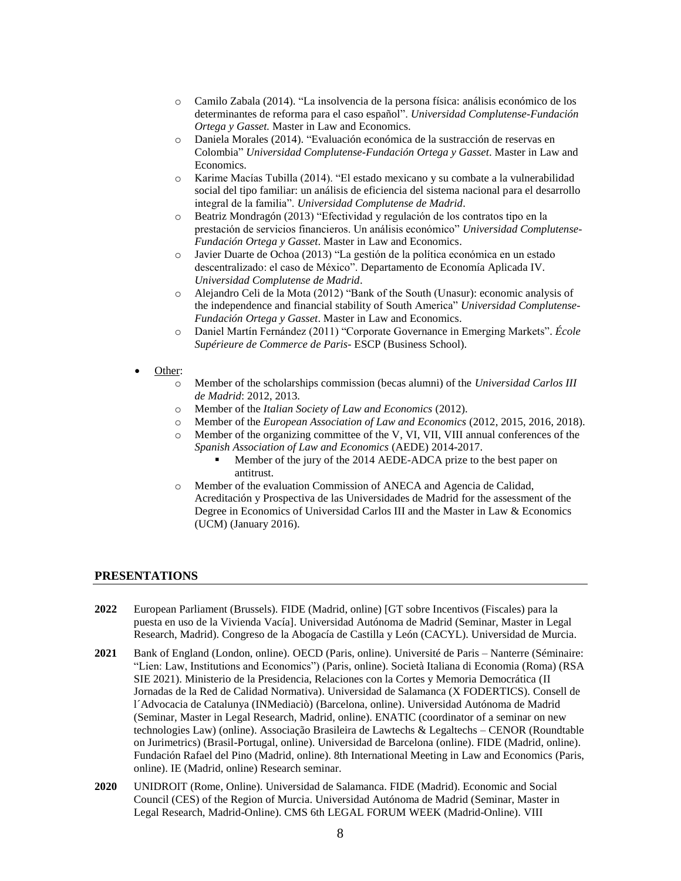- Camilo Zabala (2014). “La insolvencia de la persona física: análisis económico de los determinantes de reforma para el caso español”. *Universidad Complutense-Fundación Ortega y Gasset.* Master in Law and Economics.
- Daniela Morales (2014). “Evaluación económica de la sustracción de reservas en Colombia” *Universidad Complutense-Fundación Ortega y Gasset*. Master in Law and Economics.
- Karime Macías Tubilla (2014). “El estado mexicano y su combate a la vulnerabilidad social del tipo familiar: un análisis de eficiencia del sistema nacional para el desarrollo integral de la familia”. *Universidad Complutense de Madrid*.
- Beatriz Mondragón (2013) “Efectividad y regulación de los contratos tipo en la prestación de servicios financieros. Un análisis económico” *Universidad Complutense-Fundación Ortega y Gasset*. Master in Law and Economics.
- Javier Duarte de Ochoa (2013) “La gestión de la política económica en un estado descentralizado: el caso de México”. Departamento de Economía Aplicada IV. *Universidad Complutense de Madrid*.
- Alejandro Celi de la Mota (2012) “Bank of the South (Unasur): economic analysis of the independence and financial stability of South America” *Universidad Complutense-Fundación Ortega y Gasset*. Master in Law and Economics.
- Daniel Martín Fernández (2011) “Corporate Governance in Emerging Markets”. *École Supérieure de Commerce de Paris*- ESCP (Business School).

- Other:
  - Member of the scholarships commission (becas alumni) of the *Universidad Carlos III de Madrid*: 2012, 2013.
  - Member of the *Italian Society of Law and Economics* (2012).
  - Member of the *European Association of Law and Economics* (2012, 2015, 2016, 2018).
  - Member of the organizing committee of the V, VI, VII, VIII annual conferences of the *Spanish Association of Law and Economics* (AEDE) 2014-2017.
    - Member of the jury of the 2014 AEDE-ADCA prize to the best paper on antitrust.
  - Member of the evaluation Commission of ANECA and Agencia de Calidad, Acreditación y Prospectiva de las Universidades de Madrid for the assessment of the Degree in Economics of Universidad Carlos III and the Master in Law & Economics (UCM) (January 2016).

## PRESENTATIONS

**2022** European Parliament (Brussels). FIDE (Madrid, online) [GT sobre Incentivos (Fiscales) para la puesta en uso de la Vivienda Vacía]. Universidad Autónoma de Madrid (Seminar, Master in Legal Research, Madrid). Congreso de la Abogacía de Castilla y León (CACYL). Universidad de Murcia.

**2021** Bank of England (London, online). OECD (Paris, online). Université de Paris – Nanterre (Séminaire: “Lien: Law, Institutions and Economics”) (Paris, online). Società Italiana di Economia (Roma) (RSA SIE 2021). Ministerio de la Presidencia, Relaciones con la Cortes y Memoria Democrática (II Jornadas de la Red de Calidad Normativa). Universidad de Salamanca (X FODERTICS). Consell de l´Advocacia de Catalunya (INMediaciò) (Barcelona, online). Universidad Autónoma de Madrid (Seminar, Master in Legal Research, Madrid, online). ENATIC (coordinator of a seminar on new technologies Law) (online). Associação Brasileira de Lawtechs & Legaltechs – CENOR (Roundtable on Jurimetrics) (Brasil-Portugal, online). Universidad de Barcelona (online). FIDE (Madrid, online). Fundación Rafael del Pino (Madrid, online). 8th International Meeting in Law and Economics (Paris, online). IE (Madrid, online) Research seminar.

**2020** UNIDROIT (Rome, Online). Universidad de Salamanca. FIDE (Madrid). Economic and Social Council (CES) of the Region of Murcia. Universidad Autónoma de Madrid (Seminar, Master in Legal Research, Madrid-Online). CMS 6th LEGAL FORUM WEEK (Madrid-Online). VIII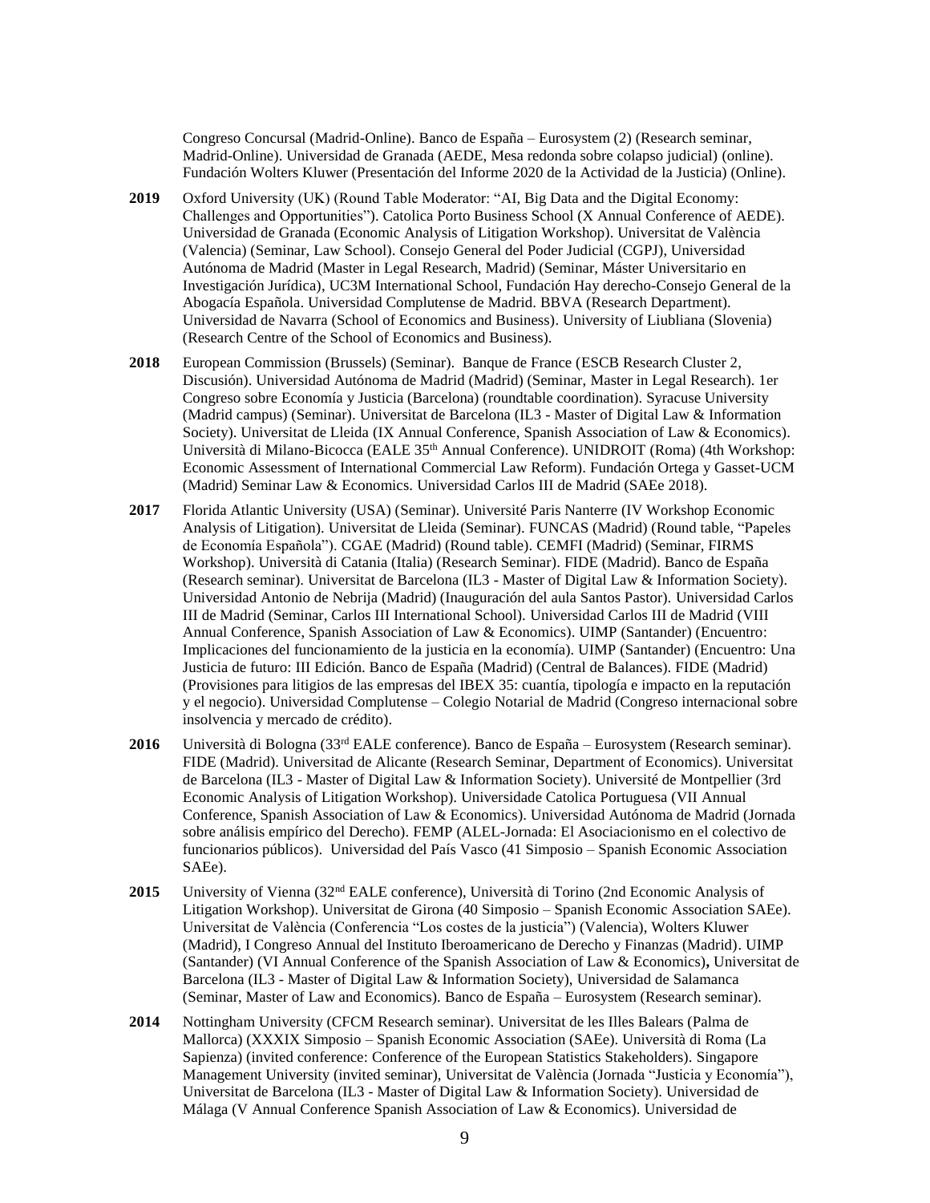Congreso Concursal (Madrid-Online). Banco de España – Eurosystem (2) (Research seminar, Madrid-Online). Universidad de Granada (AEDE, Mesa redonda sobre colapso judicial) (online). Fundación Wolters Kluwer (Presentación del Informe 2020 de la Actividad de la Justicia) (Online).

**2019** Oxford University (UK) (Round Table Moderator: "AI, Big Data and the Digital Economy: Challenges and Opportunities"). Catolica Porto Business School (X Annual Conference of AEDE). Universidad de Granada (Economic Analysis of Litigation Workshop). Universitat de València (Valencia) (Seminar, Law School). Consejo General del Poder Judicial (CGPJ), Universidad Autónoma de Madrid (Master in Legal Research, Madrid) (Seminar, Máster Universitario en Investigación Jurídica), UC3M International School, Fundación Hay derecho-Consejo General de la Abogacía Española. Universidad Complutense de Madrid. BBVA (Research Department). Universidad de Navarra (School of Economics and Business). University of Liubliana (Slovenia) (Research Centre of the School of Economics and Business).

**2018** European Commission (Brussels) (Seminar). Banque de France (ESCB Research Cluster 2, Discusión). Universidad Autónoma de Madrid (Madrid) (Seminar, Master in Legal Research). 1er Congreso sobre Economía y Justicia (Barcelona) (roundtable coordination). Syracuse University (Madrid campus) (Seminar). Universitat de Barcelona (IL3 - Master of Digital Law & Information Society). Universitat de Lleida (IX Annual Conference, Spanish Association of Law & Economics). Università di Milano-Bicocca (EALE 35th Annual Conference). UNIDROIT (Roma) (4th Workshop: Economic Assessment of International Commercial Law Reform). Fundación Ortega y Gasset-UCM (Madrid) Seminar Law & Economics. Universidad Carlos III de Madrid (SAEe 2018).

**2017** Florida Atlantic University (USA) (Seminar). Université Paris Nanterre (IV Workshop Economic Analysis of Litigation). Universitat de Lleida (Seminar). FUNCAS (Madrid) (Round table, "Papeles de Economía Española"). CGAE (Madrid) (Round table). CEMFI (Madrid) (Seminar, FIRMS Workshop). Università di Catania (Italia) (Research Seminar). FIDE (Madrid). Banco de España (Research seminar). Universitat de Barcelona (IL3 - Master of Digital Law & Information Society). Universidad Antonio de Nebrija (Madrid) (Inauguración del aula Santos Pastor). Universidad Carlos III de Madrid (Seminar, Carlos III International School). Universidad Carlos III de Madrid (VIII Annual Conference, Spanish Association of Law & Economics). UIMP (Santander) (Encuentro: Implicaciones del funcionamiento de la justicia en la economía). UIMP (Santander) (Encuentro: Una Justicia de futuro: III Edición. Banco de España (Madrid) (Central de Balances). FIDE (Madrid) (Provisiones para litigios de las empresas del IBEX 35: cuantía, tipología e impacto en la reputación y el negocio). Universidad Complutense – Colegio Notarial de Madrid (Congreso internacional sobre insolvencia y mercado de crédito).

**2016** Università di Bologna (33rd EALE conference). Banco de España – Eurosystem (Research seminar). FIDE (Madrid). Universitad de Alicante (Research Seminar, Department of Economics). Universitat de Barcelona (IL3 - Master of Digital Law & Information Society). Université de Montpellier (3rd Economic Analysis of Litigation Workshop). Universidade Catolica Portuguesa (VII Annual Conference, Spanish Association of Law & Economics). Universidad Autónoma de Madrid (Jornada sobre análisis empírico del Derecho). FEMP (ALEL-Jornada: El Asociacionismo en el colectivo de funcionarios públicos). Universidad del País Vasco (41 Simposio – Spanish Economic Association SAEe).

**2015** University of Vienna (32nd EALE conference), Università di Torino (2nd Economic Analysis of Litigation Workshop). Universitat de Girona (40 Simposio – Spanish Economic Association SAEe). Universitat de València (Conferencia "Los costes de la justicia") (Valencia), Wolters Kluwer (Madrid), I Congreso Annual del Instituto Iberoamericano de Derecho y Finanzas (Madrid). UIMP (Santander) (VI Annual Conference of the Spanish Association of Law & Economics)**,** Universitat de Barcelona (IL3 - Master of Digital Law & Information Society), Universidad de Salamanca (Seminar, Master of Law and Economics). Banco de España – Eurosystem (Research seminar).

**2014** Nottingham University (CFCM Research seminar). Universitat de les Illes Balears (Palma de Mallorca) (XXXIX Simposio – Spanish Economic Association (SAEe). Università di Roma (La Sapienza) (invited conference: Conference of the European Statistics Stakeholders). Singapore Management University (invited seminar), Universitat de València (Jornada "Justicia y Economía"), Universitat de Barcelona (IL3 - Master of Digital Law & Information Society). Universidad de Málaga (V Annual Conference Spanish Association of Law & Economics). Universidad de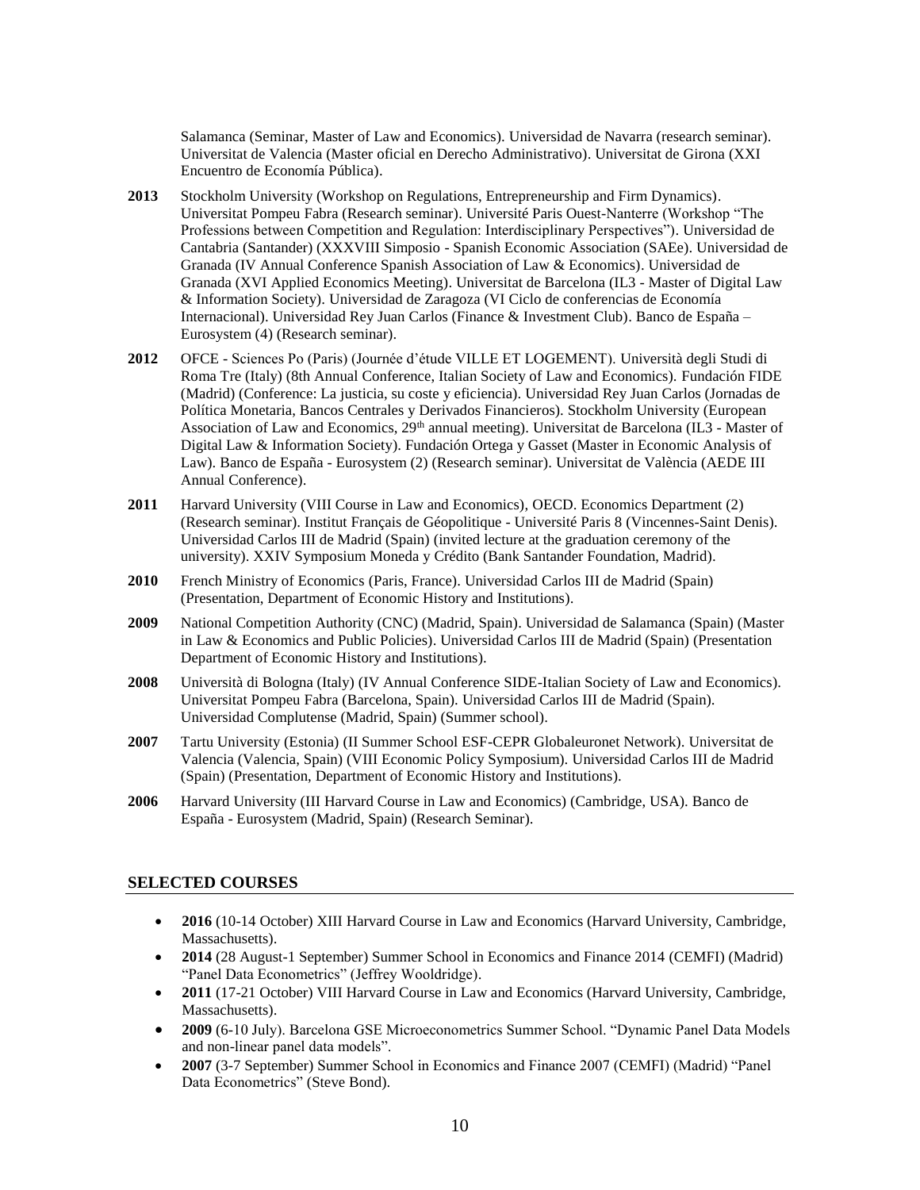Salamanca (Seminar, Master of Law and Economics). Universidad de Navarra (research seminar). Universitat de Valencia (Master oficial en Derecho Administrativo). Universitat de Girona (XXI Encuentro de Economía Pública).

**2013** Stockholm University (Workshop on Regulations, Entrepreneurship and Firm Dynamics). Universitat Pompeu Fabra (Research seminar). Université Paris Ouest-Nanterre (Workshop "The Professions between Competition and Regulation: Interdisciplinary Perspectives"). Universidad de Cantabria (Santander) (XXXVIII Simposio - Spanish Economic Association (SAEe). Universidad de Granada (IV Annual Conference Spanish Association of Law & Economics). Universidad de Granada (XVI Applied Economics Meeting). Universitat de Barcelona (IL3 - Master of Digital Law & Information Society). Universidad de Zaragoza (VI Ciclo de conferencias de Economía Internacional). Universidad Rey Juan Carlos (Finance & Investment Club). Banco de España – Eurosystem (4) (Research seminar).

**2012** OFCE - Sciences Po (Paris) (Journée d'étude VILLE ET LOGEMENT). Università degli Studi di Roma Tre (Italy) (8th Annual Conference, Italian Society of Law and Economics). Fundación FIDE (Madrid) (Conference: La justicia, su coste y eficiencia). Universidad Rey Juan Carlos (Jornadas de Política Monetaria, Bancos Centrales y Derivados Financieros). Stockholm University (European Association of Law and Economics, 29th annual meeting). Universitat de Barcelona (IL3 - Master of Digital Law & Information Society). Fundación Ortega y Gasset (Master in Economic Analysis of Law). Banco de España - Eurosystem (2) (Research seminar). Universitat de València (AEDE III Annual Conference).

**2011** Harvard University (VIII Course in Law and Economics), OECD. Economics Department (2) (Research seminar). Institut Français de Géopolitique - Université Paris 8 (Vincennes-Saint Denis). Universidad Carlos III de Madrid (Spain) (invited lecture at the graduation ceremony of the university). XXIV Symposium Moneda y Crédito (Bank Santander Foundation, Madrid).

**2010** French Ministry of Economics (Paris, France). Universidad Carlos III de Madrid (Spain) (Presentation, Department of Economic History and Institutions).

**2009** National Competition Authority (CNC) (Madrid, Spain). Universidad de Salamanca (Spain) (Master in Law & Economics and Public Policies). Universidad Carlos III de Madrid (Spain) (Presentation Department of Economic History and Institutions).

**2008** Università di Bologna (Italy) (IV Annual Conference SIDE-Italian Society of Law and Economics). Universitat Pompeu Fabra (Barcelona, Spain). Universidad Carlos III de Madrid (Spain). Universidad Complutense (Madrid, Spain) (Summer school).

**2007** Tartu University (Estonia) (II Summer School ESF-CEPR Globaleuronet Network). Universitat de Valencia (Valencia, Spain) (VIII Economic Policy Symposium). Universidad Carlos III de Madrid (Spain) (Presentation, Department of Economic History and Institutions).

**2006** Harvard University (III Harvard Course in Law and Economics) (Cambridge, USA). Banco de España - Eurosystem (Madrid, Spain) (Research Seminar).

## SELECTED COURSES

- **2016** (10-14 October) XIII Harvard Course in Law and Economics (Harvard University, Cambridge, Massachusetts).
- **2014** (28 August-1 September) Summer School in Economics and Finance 2014 (CEMFI) (Madrid) "Panel Data Econometrics" (Jeffrey Wooldridge).
- **2011** (17-21 October) VIII Harvard Course in Law and Economics (Harvard University, Cambridge, Massachusetts).
- **2009** (6-10 July). Barcelona GSE Microeconometrics Summer School. "Dynamic Panel Data Models and non-linear panel data models".
- **2007** (3-7 September) Summer School in Economics and Finance 2007 (CEMFI) (Madrid) "Panel Data Econometrics" (Steve Bond).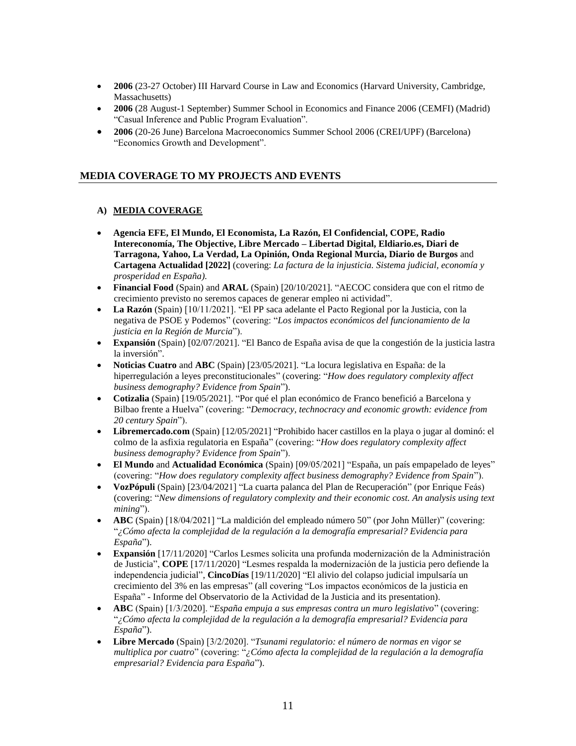- **2006** (23-27 October) III Harvard Course in Law and Economics (Harvard University, Cambridge, Massachusetts)
- **2006** (28 August-1 September) Summer School in Economics and Finance 2006 (CEMFI) (Madrid) "Casual Inference and Public Program Evaluation".
- **2006** (20-26 June) Barcelona Macroeconomics Summer School 2006 (CREI/UPF) (Barcelona) "Economics Growth and Development".

## MEDIA COVERAGE TO MY PROJECTS AND EVENTS

### A) MEDIA COVERAGE

- **Agencia EFE, El Mundo, El Economista, La Razón, El Confidencial, COPE, Radio Intereconomía, The Objective, Libre Mercado – Libertad Digital, Eldiario.es, Diari de Tarragona, Yahoo, La Verdad, La Opinión, Onda Regional Murcia, Diario de Burgos** and **Cartagena Actualidad [2022]** (covering: *La factura de la injusticia. Sistema judicial, economía y prosperidad en España).*
- **Financial Food** (Spain) and **ARAL** (Spain) [20/10/2021]. "AECOC considera que con el ritmo de crecimiento previsto no seremos capaces de generar empleo ni actividad".
- **La Razón** (Spain) [10/11/2021]. "El PP saca adelante el Pacto Regional por la Justicia, con la negativa de PSOE y Podemos" (covering: "*Los impactos económicos del funcionamiento de la justicia en la Región de Murcia*").
- **Expansión** (Spain) [02/07/2021]. "El Banco de España avisa de que la congestión de la justicia lastra la inversión".
- **Noticias Cuatro** and **ABC** (Spain) [23/05/2021]. "La locura legislativa en España: de la hiperregulación a leyes preconstitucionales" (covering: "*How does regulatory complexity affect business demography? Evidence from Spain*").
- **Cotizalia** (Spain) [19/05/2021]. "Por qué el plan económico de Franco benefició a Barcelona y Bilbao frente a Huelva" (covering: "*Democracy, technocracy and economic growth: evidence from 20 century Spain*").
- **Libremercado.com** (Spain) [12/05/2021] "Prohibido hacer castillos en la playa o jugar al dominó: el colmo de la asfixia regulatoria en España" (covering: "*How does regulatory complexity affect business demography? Evidence from Spain*").
- **El Mundo** and **Actualidad Económica** (Spain) [09/05/2021] "España, un país empapelado de leyes" (covering: "*How does regulatory complexity affect business demography? Evidence from Spain*").
- **VozPópuli** (Spain) [23/04/2021] "La cuarta palanca del Plan de Recuperación" (por Enrique Feás) (covering: "*New dimensions of regulatory complexity and their economic cost. An analysis using text mining*").
- **ABC** (Spain) [18/04/2021] "La maldición del empleado número 50" (por John Müller)" (covering: "*¿Cómo afecta la complejidad de la regulación a la demografía empresarial? Evidencia para España*").
- **Expansión** [17/11/2020] "Carlos Lesmes solicita una profunda modernización de la Administración de Justicia", **COPE** [17/11/2020] "Lesmes respalda la modernización de la justicia pero defiende la independencia judicial", **CincoDías** [19/11/2020] "El alivio del colapso judicial impulsaría un crecimiento del 3% en las empresas" (all covering "Los impactos económicos de la justicia en España" - Informe del Observatorio de la Actividad de la Justicia and its presentation).
- **ABC** (Spain) [1/3/2020]. "*España empuja a sus empresas contra un muro legislativo*" (covering: "*¿Cómo afecta la complejidad de la regulación a la demografía empresarial? Evidencia para España*").
- **Libre Mercado** (Spain) [3/2/2020]. "*Tsunami regulatorio: el número de normas en vigor se multiplica por cuatro*" (covering: "*¿Cómo afecta la complejidad de la regulación a la demografía empresarial? Evidencia para España*").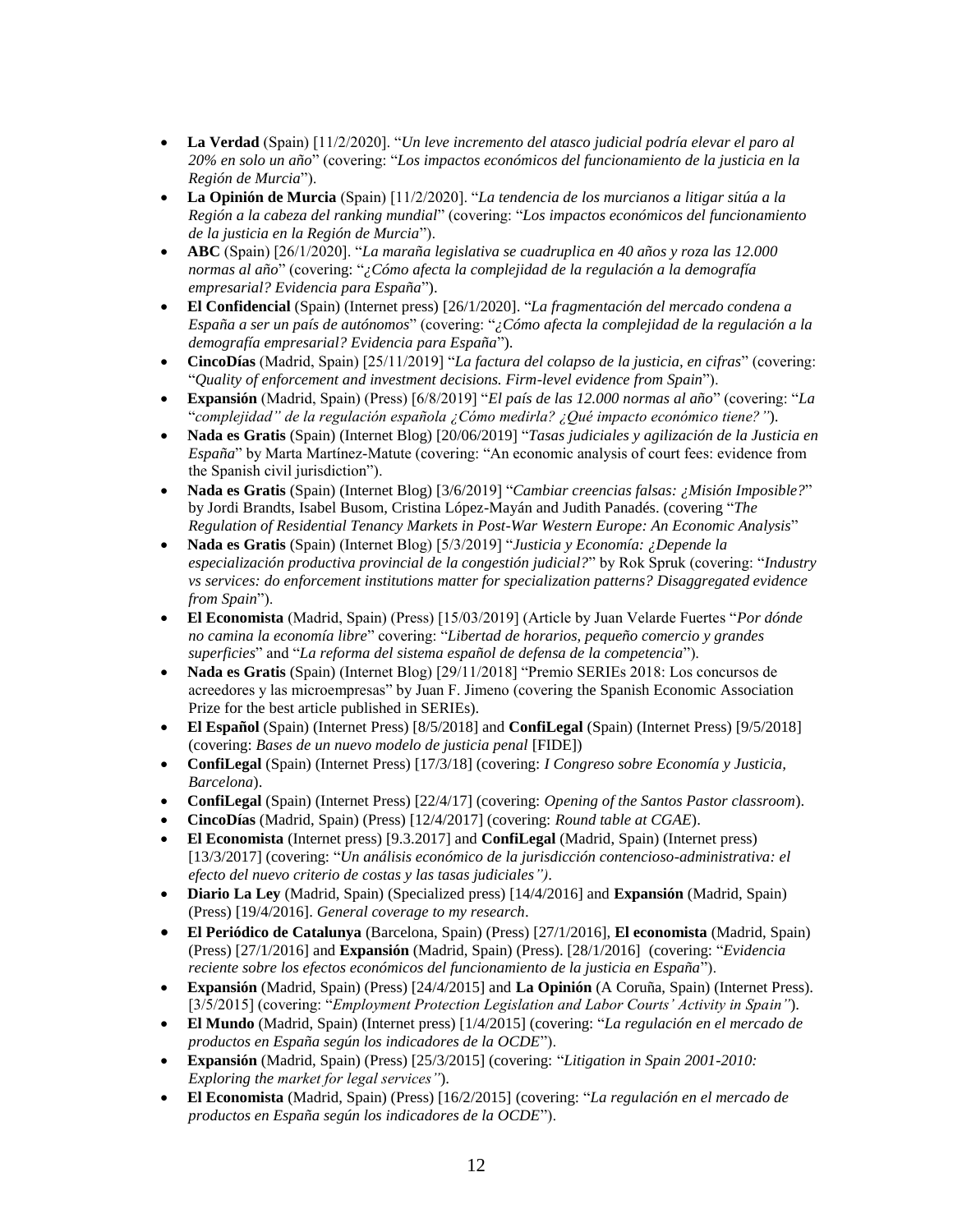- **La Verdad** (Spain) [11/2/2020]. "*Un leve incremento del atasco judicial podría elevar el paro al 20% en solo un año*" (covering: "*Los impactos económicos del funcionamiento de la justicia en la Región de Murcia*").
- **La Opinión de Murcia** (Spain) [11/2/2020]. "*La tendencia de los murcianos a litigar sitúa a la Región a la cabeza del ranking mundial*" (covering: "*Los impactos económicos del funcionamiento de la justicia en la Región de Murcia*").
- **ABC** (Spain) [26/1/2020]. "*La maraña legislativa se cuadruplica en 40 años y roza las 12.000 normas al año*" (covering: "*¿Cómo afecta la complejidad de la regulación a la demografía empresarial? Evidencia para España*").
- **El Confidencial** (Spain) (Internet press) [26/1/2020]. "*La fragmentación del mercado condena a España a ser un país de autónomos*" (covering: "*¿Cómo afecta la complejidad de la regulación a la demografía empresarial? Evidencia para España*").
- **CincoDías** (Madrid, Spain) [25/11/2019] "*La factura del colapso de la justicia, en cifras*" (covering: "*Quality of enforcement and investment decisions. Firm-level evidence from Spain*").
- **Expansión** (Madrid, Spain) (Press) [6/8/2019] "*El país de las 12.000 normas al año*" (covering: "*La "complejidad" de la regulación española ¿Cómo medirla? ¿Qué impacto económico tiene?"*).
- **Nada es Gratis** (Spain) (Internet Blog) [20/06/2019] "*Tasas judiciales y agilización de la Justicia en España*" by Marta Martínez-Matute (covering: "An economic analysis of court fees: evidence from the Spanish civil jurisdiction").
- **Nada es Gratis** (Spain) (Internet Blog) [3/6/2019] "*Cambiar creencias falsas: ¿Misión Imposible?*" by Jordi Brandts, Isabel Busom, Cristina López-Mayán and Judith Panadés. (covering "*The Regulation of Residential Tenancy Markets in Post-War Western Europe: An Economic Analysis*"
- **Nada es Gratis** (Spain) (Internet Blog) [5/3/2019] "*Justicia y Economía: ¿Depende la especialización productiva provincial de la congestión judicial?*" by Rok Spruk (covering: "*Industry vs services: do enforcement institutions matter for specialization patterns? Disaggregated evidence from Spain*").
- **El Economista** (Madrid, Spain) (Press) [15/03/2019] (Article by Juan Velarde Fuertes "*Por dónde no camina la economía libre*" covering: "*Libertad de horarios, pequeño comercio y grandes superficies*" and "*La reforma del sistema español de defensa de la competencia*").
- **Nada es Gratis** (Spain) (Internet Blog) [29/11/2018] "Premio SERIEs 2018: Los concursos de acreedores y las microempresas" by Juan F. Jimeno (covering the Spanish Economic Association Prize for the best article published in SERIEs).
- **El Español** (Spain) (Internet Press) [8/5/2018] and **ConfiLegal** (Spain) (Internet Press) [9/5/2018] (covering: *Bases de un nuevo modelo de justicia penal* [FIDE])
- **ConfiLegal** (Spain) (Internet Press) [17/3/18] (covering: *I Congreso sobre Economía y Justicia, Barcelona*).
- **ConfiLegal** (Spain) (Internet Press) [22/4/17] (covering: *Opening of the Santos Pastor classroom*).
- **CincoDías** (Madrid, Spain) (Press) [12/4/2017] (covering: *Round table at CGAE*).
- **El Economista** (Internet press) [9.3.2017] and **ConfiLegal** (Madrid, Spain) (Internet press) [13/3/2017] (covering: "*Un análisis económico de la jurisdicción contencioso-administrativa: el efecto del nuevo criterio de costas y las tasas judiciales")*.
- **Diario La Ley** (Madrid, Spain) (Specialized press) [14/4/2016] and **Expansión** (Madrid, Spain) (Press) [19/4/2016]. *General coverage to my research*.
- **El Periódico de Catalunya** (Barcelona, Spain) (Press) [27/1/2016], **El economista** (Madrid, Spain) (Press) [27/1/2016] and **Expansión** (Madrid, Spain) (Press). [28/1/2016] (covering: "*Evidencia reciente sobre los efectos económicos del funcionamiento de la justicia en España*").
- **Expansión** (Madrid, Spain) (Press) [24/4/2015] and **La Opinión** (A Coruña, Spain) (Internet Press). [3/5/2015] (covering: "*Employment Protection Legislation and Labor Courts' Activity in Spain"*).
- **El Mundo** (Madrid, Spain) (Internet press) [1/4/2015] (covering: "*La regulación en el mercado de productos en España según los indicadores de la OCDE*").
- **Expansión** (Madrid, Spain) (Press) [25/3/2015] (covering: "*Litigation in Spain 2001-2010: Exploring the market for legal services"*).
- **El Economista** (Madrid, Spain) (Press) [16/2/2015] (covering: "*La regulación en el mercado de productos en España según los indicadores de la OCDE*").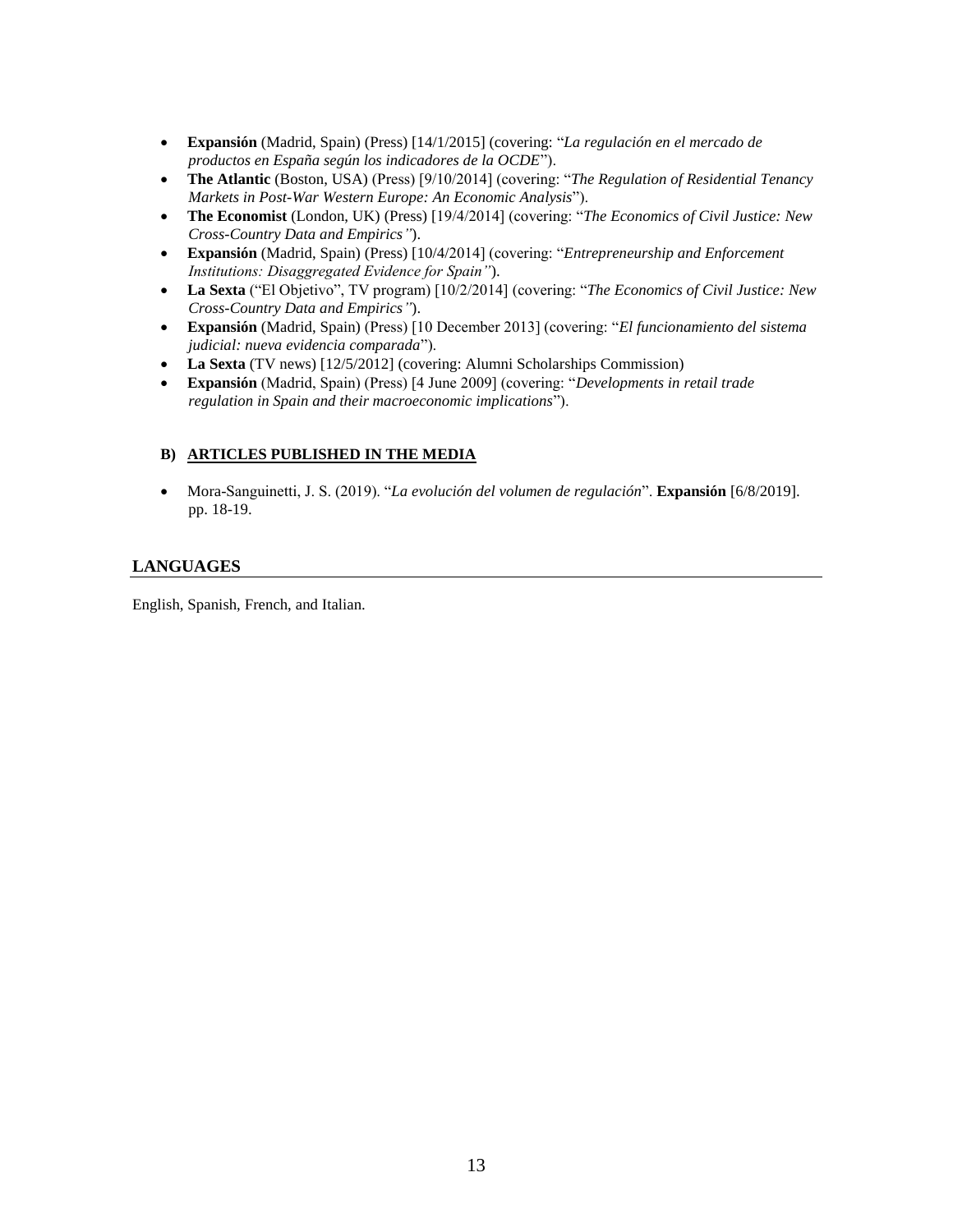- **Expansión** (Madrid, Spain) (Press) [14/1/2015] (covering: "*La regulación en el mercado de productos en España según los indicadores de la OCDE*").
- **The Atlantic** (Boston, USA) (Press) [9/10/2014] (covering: "*The Regulation of Residential Tenancy Markets in Post-War Western Europe: An Economic Analysis*").
- **The Economist** (London, UK) (Press) [19/4/2014] (covering: "*The Economics of Civil Justice: New Cross-Country Data and Empirics"*).
- **Expansión** (Madrid, Spain) (Press) [10/4/2014] (covering: "*Entrepreneurship and Enforcement Institutions: Disaggregated Evidence for Spain"*).
- **La Sexta** ("El Objetivo", TV program) [10/2/2014] (covering: "*The Economics of Civil Justice: New Cross-Country Data and Empirics"*).
- **Expansión** (Madrid, Spain) (Press) [10 December 2013] (covering: "*El funcionamiento del sistema judicial: nueva evidencia comparada*").
- **La Sexta** (TV news) [12/5/2012] (covering: Alumni Scholarships Commission)
- **Expansión** (Madrid, Spain) (Press) [4 June 2009] (covering: "*Developments in retail trade regulation in Spain and their macroeconomic implications*").

### B) ARTICLES PUBLISHED IN THE MEDIA

- Mora-Sanguinetti, J. S. (2019). "*La evolución del volumen de regulación*". **Expansión** [6/8/2019]. pp. 18-19.

## LANGUAGES

English, Spanish, French, and Italian.